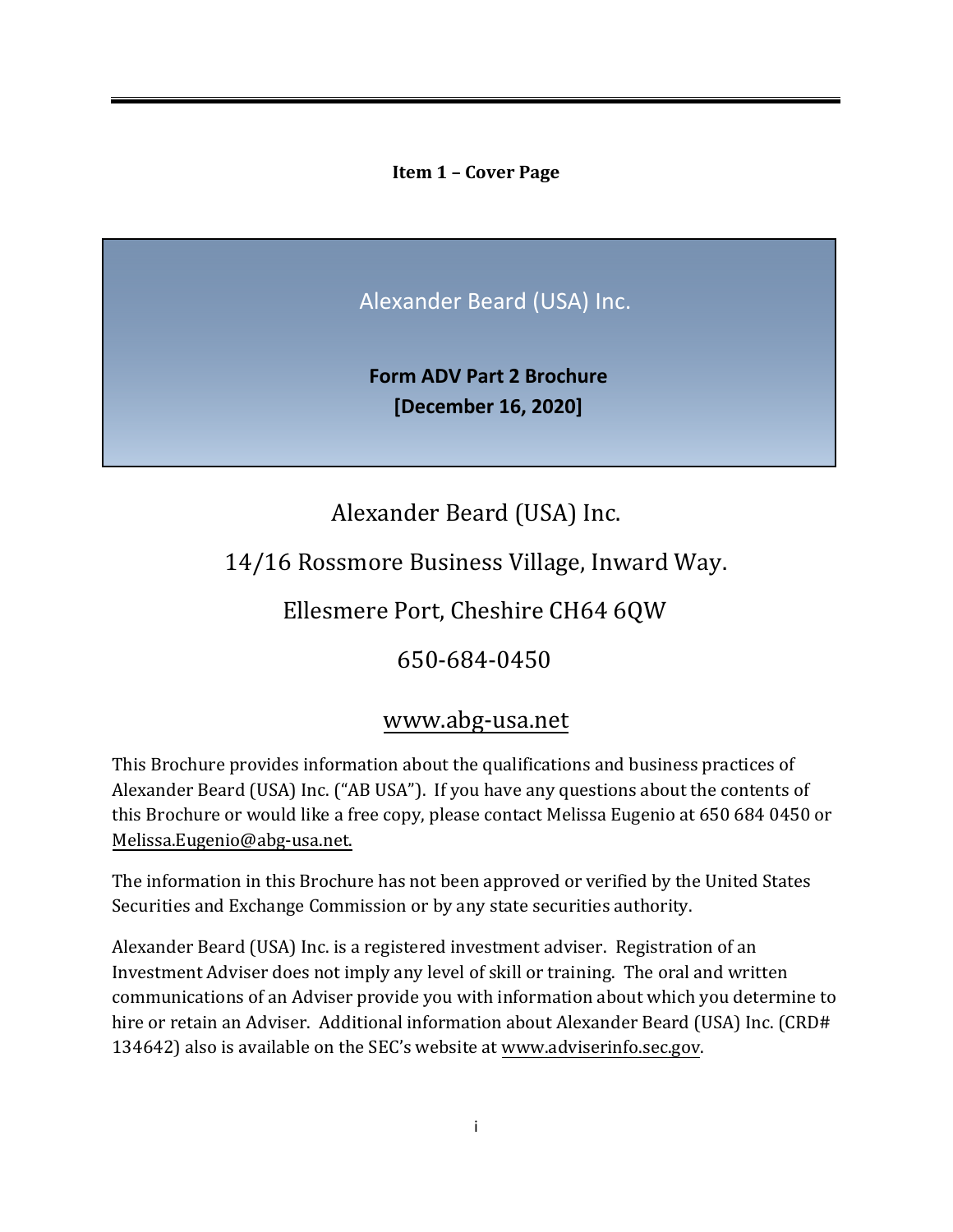**Item 1 – Cover Page**

Alexander Beard (USA) Inc.

**Form ADV Part 2 Brochure**
**[December 16, 2020]**

Alexander Beard (USA) Inc.

14/16 Rossmore Business Village, Inward Way.

Ellesmere Port, Cheshire CH64 6QW

650-684-0450

www.abg-usa.net

This Brochure provides information about the qualifications and business practices of Alexander Beard (USA) Inc. ("AB USA"). If you have any questions about the contents of this Brochure or would like a free copy, please contact Melissa Eugenio at 650 684 0450 or Melissa.Eugenio@abg-usa.net.

The information in this Brochure has not been approved or verified by the United States Securities and Exchange Commission or by any state securities authority.

Alexander Beard (USA) Inc. is a registered investment adviser. Registration of an Investment Adviser does not imply any level of skill or training. The oral and written communications of an Adviser provide you with information about which you determine to hire or retain an Adviser. Additional information about Alexander Beard (USA) Inc. (CRD# 134642) also is available on the SEC's website at www.adviserinfo.sec.gov.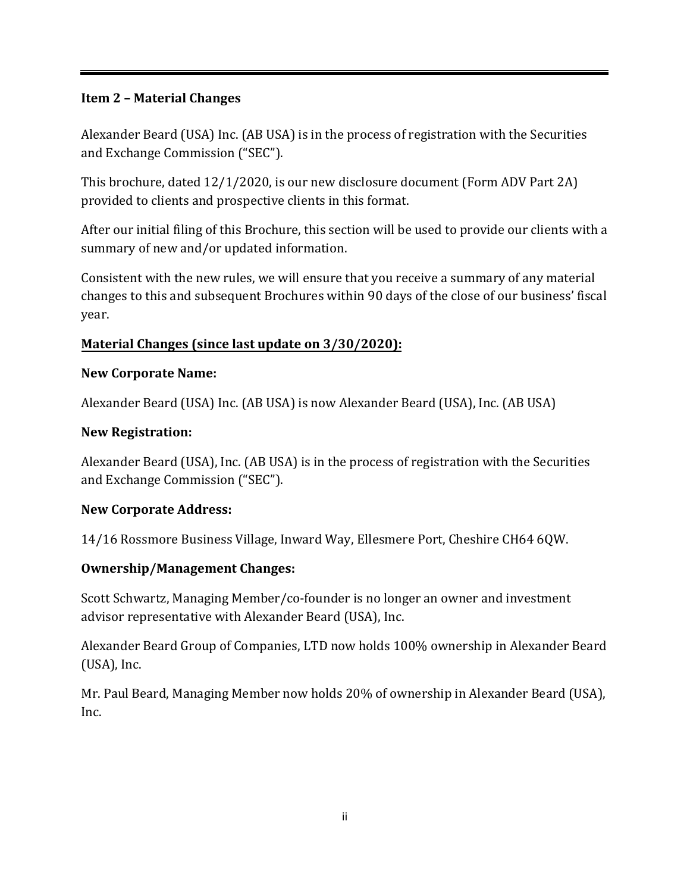## Item 2 – Material Changes

Alexander Beard (USA) Inc. (AB USA) is in the process of registration with the Securities and Exchange Commission ("SEC").

This brochure, dated 12/1/2020, is our new disclosure document (Form ADV Part 2A) provided to clients and prospective clients in this format.

After our initial filing of this Brochure, this section will be used to provide our clients with a summary of new and/or updated information.

Consistent with the new rules, we will ensure that you receive a summary of any material changes to this and subsequent Brochures within 90 days of the close of our business' fiscal year.

**Material Changes (since last update on 3/30/2020):**

**New Corporate Name:**

Alexander Beard (USA) Inc. (AB USA) is now Alexander Beard (USA), Inc. (AB USA)

**New Registration:**

Alexander Beard (USA), Inc. (AB USA) is in the process of registration with the Securities and Exchange Commission ("SEC").

**New Corporate Address:**

14/16 Rossmore Business Village, Inward Way, Ellesmere Port, Cheshire CH64 6QW.

**Ownership/Management Changes:**

Scott Schwartz, Managing Member/co-founder is no longer an owner and investment advisor representative with Alexander Beard (USA), Inc.

Alexander Beard Group of Companies, LTD now holds 100% ownership in Alexander Beard (USA), Inc.

Mr. Paul Beard, Managing Member now holds 20% of ownership in Alexander Beard (USA), Inc.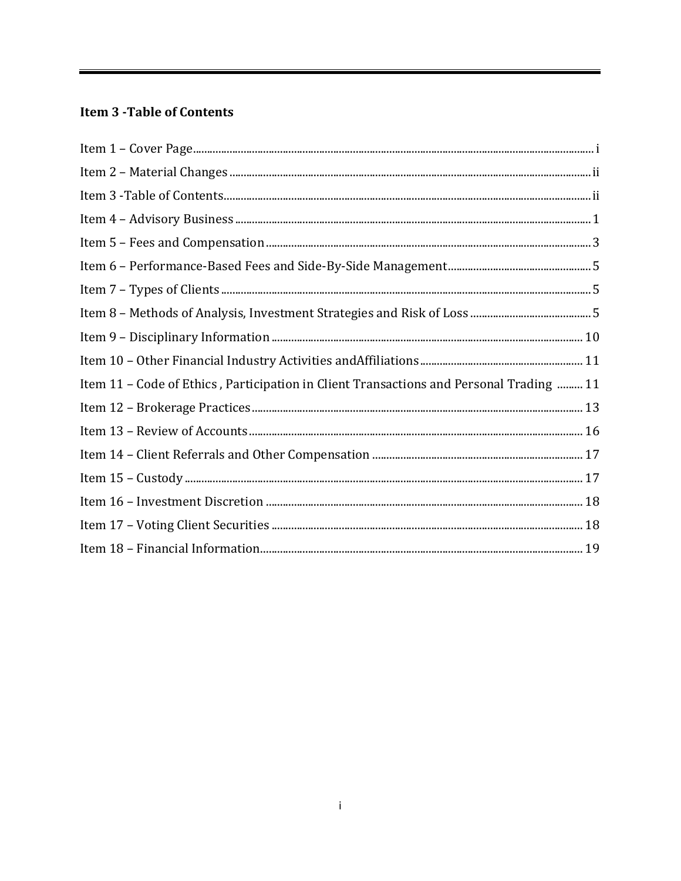## Item 3 -Table of Contents

Item 1 – Cover Page ..... i

Item 2 – Material Changes ..... ii

Item 3 -Table of Contents ..... ii

Item 4 – Advisory Business ..... 1

Item 5 – Fees and Compensation ..... 3

Item 6 – Performance-Based Fees and Side-By-Side Management ..... 5

Item 7 – Types of Clients ..... 5

Item 8 – Methods of Analysis, Investment Strategies and Risk of Loss ..... 5

Item 9 – Disciplinary Information ..... 10

Item 10 – Other Financial Industry Activities andAffiliations ..... 11

Item 11 – Code of Ethics , Participation in Client Transactions and Personal Trading ..... 11

Item 12 – Brokerage Practices ..... 13

Item 13 – Review of Accounts ..... 16

Item 14 – Client Referrals and Other Compensation ..... 17

Item 15 – Custody ..... 17

Item 16 – Investment Discretion ..... 18

Item 17 – Voting Client Securities ..... 18

Item 18 – Financial Information ..... 19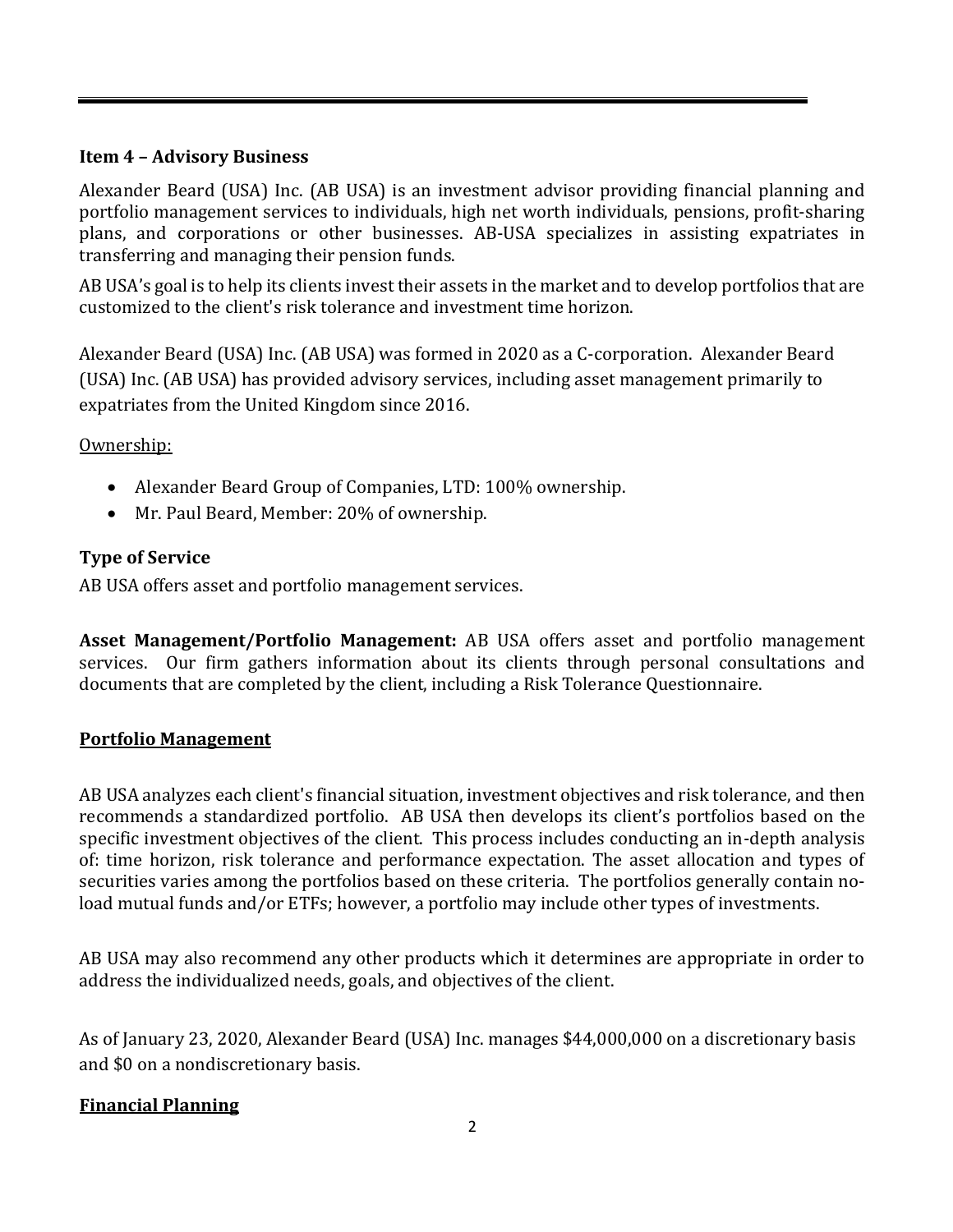## Item 4 – Advisory Business

Alexander Beard (USA) Inc. (AB USA) is an investment advisor providing financial planning and portfolio management services to individuals, high net worth individuals, pensions, profit-sharing plans, and corporations or other businesses. AB-USA specializes in assisting expatriates in transferring and managing their pension funds.

AB USA's goal is to help its clients invest their assets in the market and to develop portfolios that are customized to the client's risk tolerance and investment time horizon.

Alexander Beard (USA) Inc. (AB USA) was formed in 2020 as a C-corporation. Alexander Beard (USA) Inc. (AB USA) has provided advisory services, including asset management primarily to expatriates from the United Kingdom since 2016.

Ownership:

- Alexander Beard Group of Companies, LTD: 100% ownership.
- Mr. Paul Beard, Member: 20% of ownership.

### Type of Service

AB USA offers asset and portfolio management services.

**Asset Management/Portfolio Management:** AB USA offers asset and portfolio management services. Our firm gathers information about its clients through personal consultations and documents that are completed by the client, including a Risk Tolerance Questionnaire.

### Portfolio Management

AB USA analyzes each client's financial situation, investment objectives and risk tolerance, and then recommends a standardized portfolio. AB USA then develops its client's portfolios based on the specific investment objectives of the client. This process includes conducting an in-depth analysis of: time horizon, risk tolerance and performance expectation. The asset allocation and types of securities varies among the portfolios based on these criteria. The portfolios generally contain no-load mutual funds and/or ETFs; however, a portfolio may include other types of investments.

AB USA may also recommend any other products which it determines are appropriate in order to address the individualized needs, goals, and objectives of the client.

As of January 23, 2020, Alexander Beard (USA) Inc. manages $44,000,000 on a discretionary basis and $0 on a nondiscretionary basis.

### Financial Planning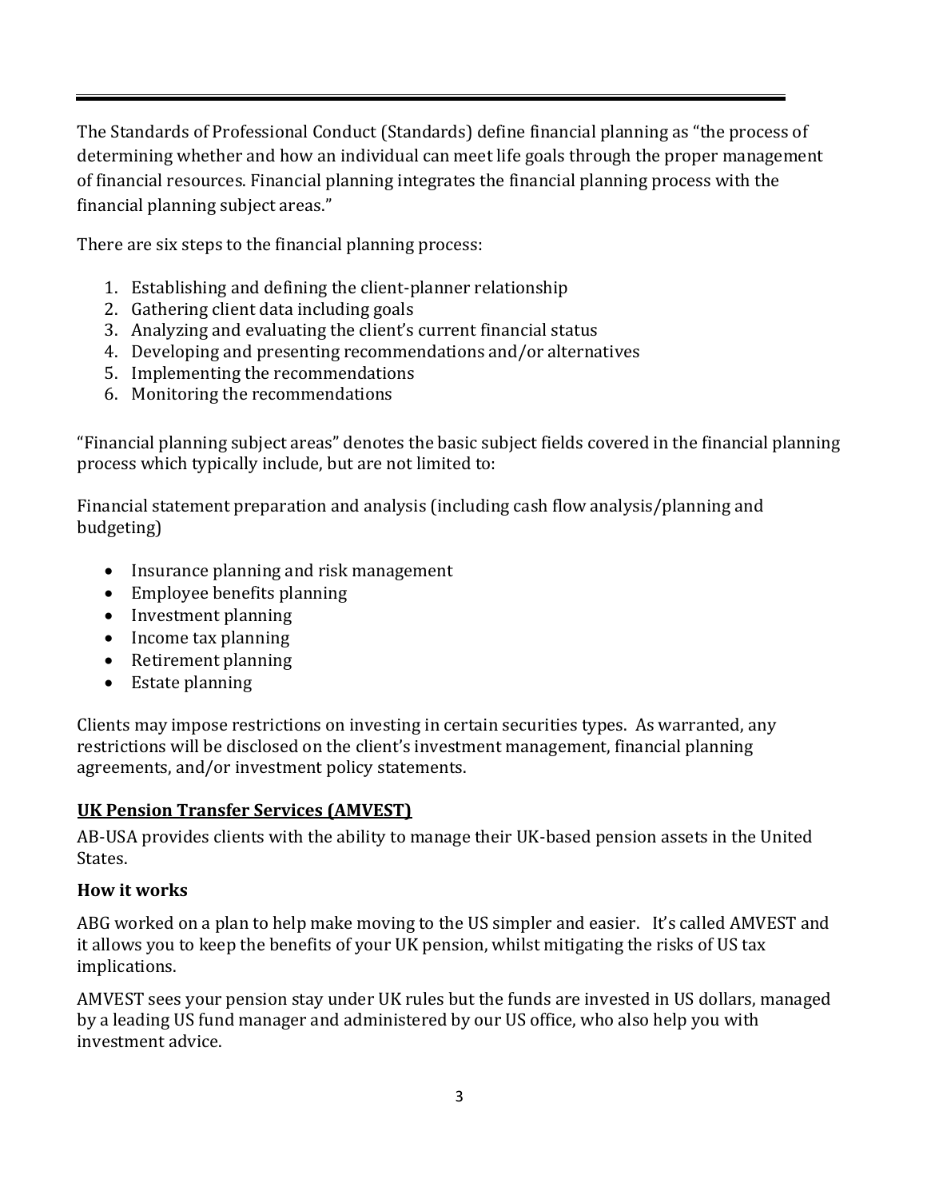The Standards of Professional Conduct (Standards) define financial planning as "the process of determining whether and how an individual can meet life goals through the proper management of financial resources. Financial planning integrates the financial planning process with the financial planning subject areas."

There are six steps to the financial planning process:

1. Establishing and defining the client-planner relationship
2. Gathering client data including goals
3. Analyzing and evaluating the client's current financial status
4. Developing and presenting recommendations and/or alternatives
5. Implementing the recommendations
6. Monitoring the recommendations

"Financial planning subject areas" denotes the basic subject fields covered in the financial planning process which typically include, but are not limited to:

Financial statement preparation and analysis (including cash flow analysis/planning and budgeting)

- Insurance planning and risk management
- Employee benefits planning
- Investment planning
- Income tax planning
- Retirement planning
- Estate planning

Clients may impose restrictions on investing in certain securities types. As warranted, any restrictions will be disclosed on the client's investment management, financial planning agreements, and/or investment policy statements.

## UK Pension Transfer Services (AMVEST)

AB-USA provides clients with the ability to manage their UK-based pension assets in the United States.

### How it works

ABG worked on a plan to help make moving to the US simpler and easier. It's called AMVEST and it allows you to keep the benefits of your UK pension, whilst mitigating the risks of US tax implications.

AMVEST sees your pension stay under UK rules but the funds are invested in US dollars, managed by a leading US fund manager and administered by our US office, who also help you with investment advice.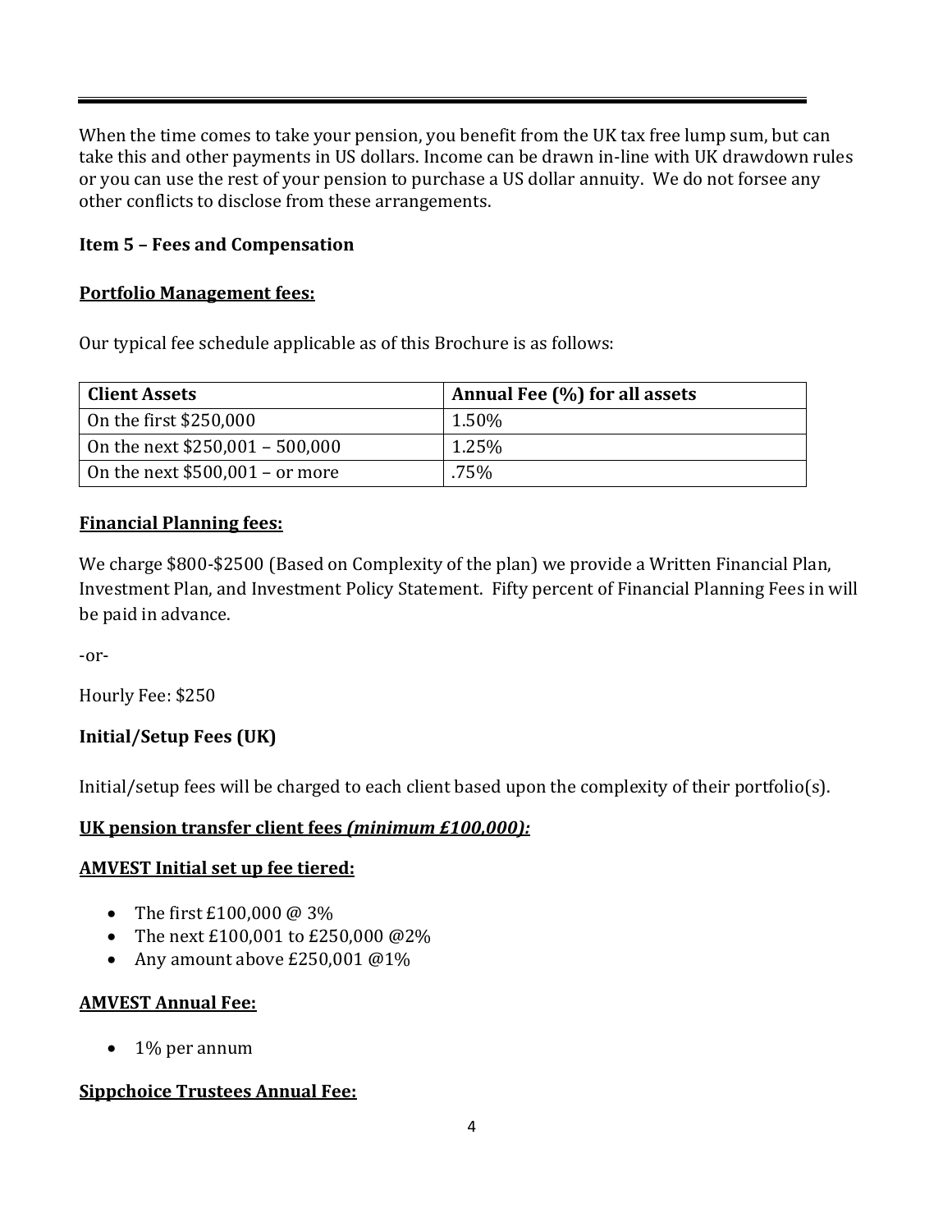When the time comes to take your pension, you benefit from the UK tax free lump sum, but can take this and other payments in US dollars. Income can be drawn in-line with UK drawdown rules or you can use the rest of your pension to purchase a US dollar annuity. We do not forsee any other conflicts to disclose from these arrangements.

**Item 5 – Fees and Compensation**

**Portfolio Management fees:**

Our typical fee schedule applicable as of this Brochure is as follows:

| Client Assets | Annual Fee (%) for all assets |
|---|---|
| On the first $250,000 | 1.50% |
| On the next $250,001 – 500,000 | 1.25% |
| On the next $500,001 – or more | .75% |

**Financial Planning fees:**

We charge $800-$2500 (Based on Complexity of the plan) we provide a Written Financial Plan, Investment Plan, and Investment Policy Statement. Fifty percent of Financial Planning Fees in will be paid in advance.

-or-

Hourly Fee: $250

**Initial/Setup Fees (UK)**

Initial/setup fees will be charged to each client based upon the complexity of their portfolio(s).

**UK pension transfer client fees *(minimum £100,000):***

**AMVEST Initial set up fee tiered:**

- The first £100,000 @ 3%
- The next £100,001 to £250,000 @2%
- Any amount above £250,001 @1%

**AMVEST Annual Fee:**

- 1% per annum

**Sippchoice Trustees Annual Fee:**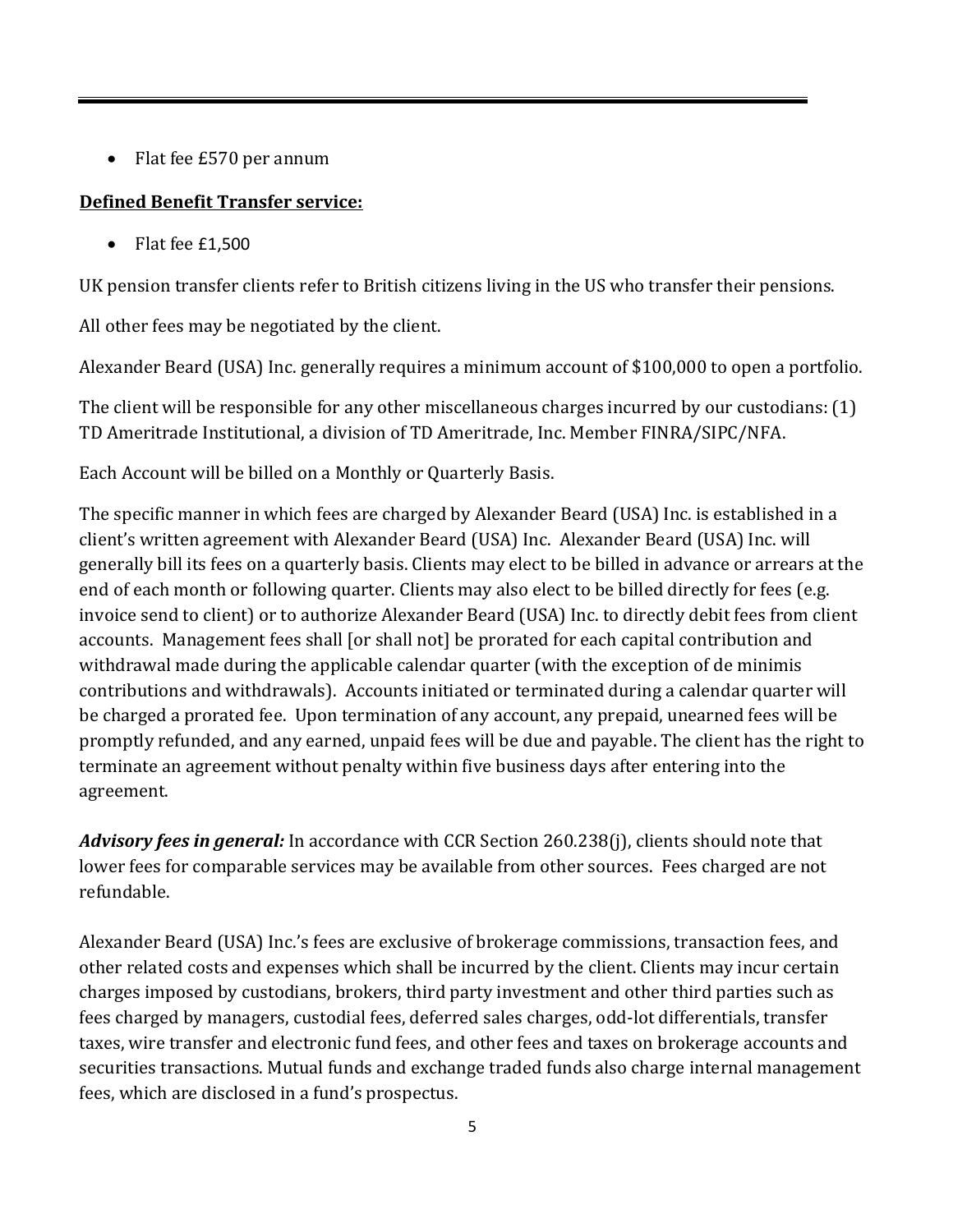- Flat fee £570 per annum

**Defined Benefit Transfer service:**

- Flat fee £1,500

UK pension transfer clients refer to British citizens living in the US who transfer their pensions.

All other fees may be negotiated by the client.

Alexander Beard (USA) Inc. generally requires a minimum account of $100,000 to open a portfolio.

The client will be responsible for any other miscellaneous charges incurred by our custodians: (1) TD Ameritrade Institutional, a division of TD Ameritrade, Inc. Member FINRA/SIPC/NFA.

Each Account will be billed on a Monthly or Quarterly Basis.

The specific manner in which fees are charged by Alexander Beard (USA) Inc. is established in a client's written agreement with Alexander Beard (USA) Inc. Alexander Beard (USA) Inc. will generally bill its fees on a quarterly basis. Clients may elect to be billed in advance or arrears at the end of each month or following quarter. Clients may also elect to be billed directly for fees (e.g. invoice send to client) or to authorize Alexander Beard (USA) Inc. to directly debit fees from client accounts. Management fees shall [or shall not] be prorated for each capital contribution and withdrawal made during the applicable calendar quarter (with the exception of de minimis contributions and withdrawals). Accounts initiated or terminated during a calendar quarter will be charged a prorated fee. Upon termination of any account, any prepaid, unearned fees will be promptly refunded, and any earned, unpaid fees will be due and payable. The client has the right to terminate an agreement without penalty within five business days after entering into the agreement.

***Advisory fees in general:*** In accordance with CCR Section 260.238(j), clients should note that lower fees for comparable services may be available from other sources. Fees charged are not refundable.

Alexander Beard (USA) Inc.'s fees are exclusive of brokerage commissions, transaction fees, and other related costs and expenses which shall be incurred by the client. Clients may incur certain charges imposed by custodians, brokers, third party investment and other third parties such as fees charged by managers, custodial fees, deferred sales charges, odd-lot differentials, transfer taxes, wire transfer and electronic fund fees, and other fees and taxes on brokerage accounts and securities transactions. Mutual funds and exchange traded funds also charge internal management fees, which are disclosed in a fund's prospectus.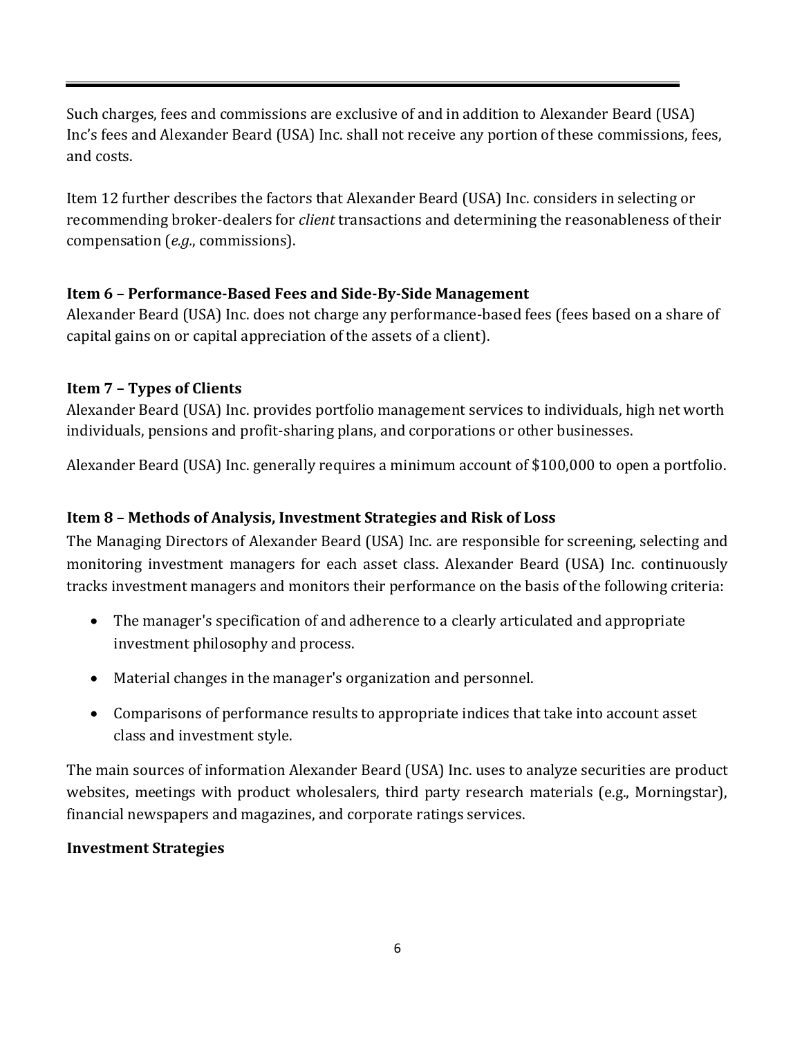Such charges, fees and commissions are exclusive of and in addition to Alexander Beard (USA) Inc's fees and Alexander Beard (USA) Inc. shall not receive any portion of these commissions, fees, and costs.

Item 12 further describes the factors that Alexander Beard (USA) Inc. considers in selecting or recommending broker-dealers for *client* transactions and determining the reasonableness of their compensation (*e.g.*, commissions).

**Item 6 – Performance-Based Fees and Side-By-Side Management**

Alexander Beard (USA) Inc. does not charge any performance-based fees (fees based on a share of capital gains on or capital appreciation of the assets of a client).

**Item 7 – Types of Clients**

Alexander Beard (USA) Inc. provides portfolio management services to individuals, high net worth individuals, pensions and profit-sharing plans, and corporations or other businesses.

Alexander Beard (USA) Inc. generally requires a minimum account of $100,000 to open a portfolio.

**Item 8 – Methods of Analysis, Investment Strategies and Risk of Loss**

The Managing Directors of Alexander Beard (USA) Inc. are responsible for screening, selecting and monitoring investment managers for each asset class. Alexander Beard (USA) Inc. continuously tracks investment managers and monitors their performance on the basis of the following criteria:

- The manager's specification of and adherence to a clearly articulated and appropriate investment philosophy and process.
- Material changes in the manager's organization and personnel.
- Comparisons of performance results to appropriate indices that take into account asset class and investment style.

The main sources of information Alexander Beard (USA) Inc. uses to analyze securities are product websites, meetings with product wholesalers, third party research materials (e.g., Morningstar), financial newspapers and magazines, and corporate ratings services.

**Investment Strategies**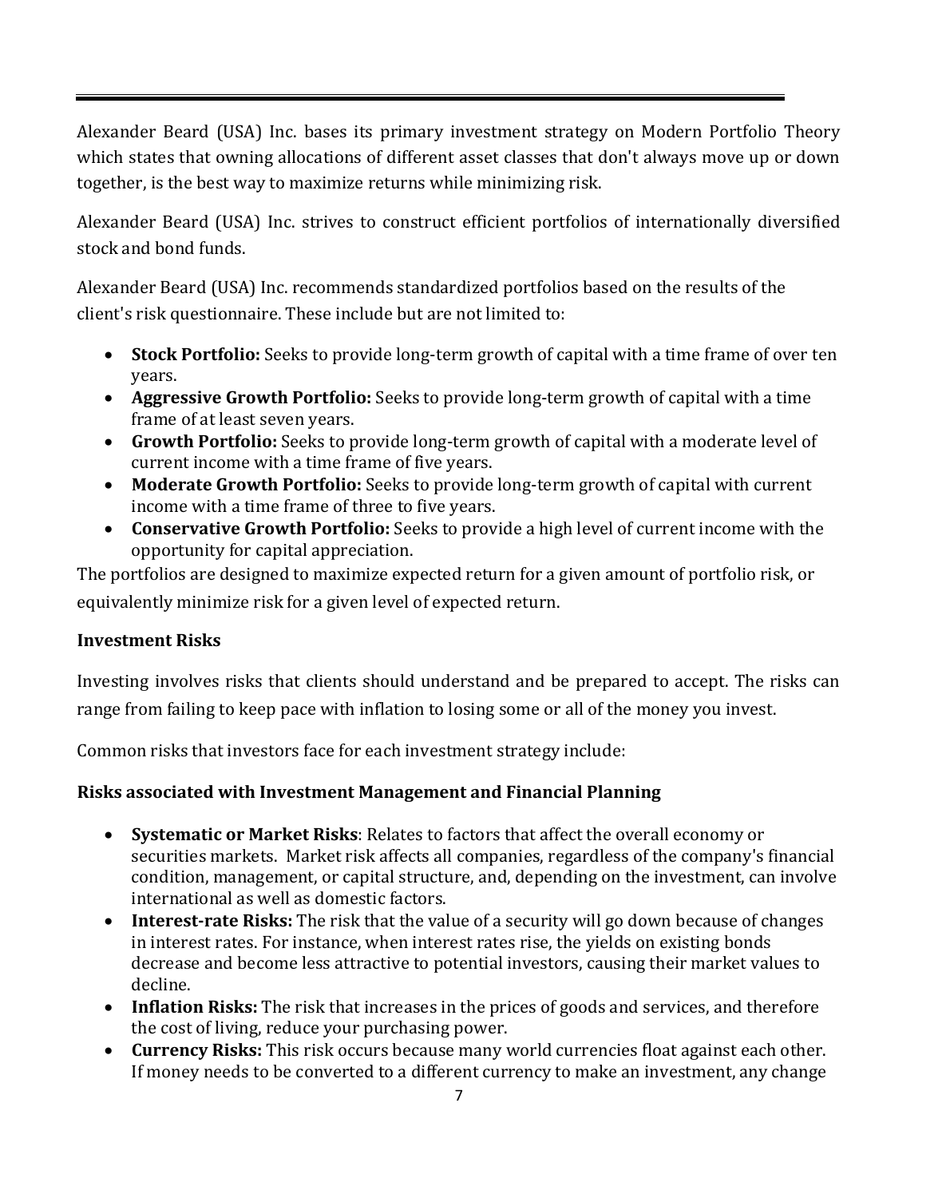Alexander Beard (USA) Inc. bases its primary investment strategy on Modern Portfolio Theory which states that owning allocations of different asset classes that don't always move up or down together, is the best way to maximize returns while minimizing risk.

Alexander Beard (USA) Inc. strives to construct efficient portfolios of internationally diversified stock and bond funds.

Alexander Beard (USA) Inc. recommends standardized portfolios based on the results of the client's risk questionnaire. These include but are not limited to:

- **Stock Portfolio:** Seeks to provide long-term growth of capital with a time frame of over ten years.
- **Aggressive Growth Portfolio:** Seeks to provide long-term growth of capital with a time frame of at least seven years.
- **Growth Portfolio:** Seeks to provide long-term growth of capital with a moderate level of current income with a time frame of five years.
- **Moderate Growth Portfolio:** Seeks to provide long-term growth of capital with current income with a time frame of three to five years.
- **Conservative Growth Portfolio:** Seeks to provide a high level of current income with the opportunity for capital appreciation.

The portfolios are designed to maximize expected return for a given amount of portfolio risk, or equivalently minimize risk for a given level of expected return.

**Investment Risks**

Investing involves risks that clients should understand and be prepared to accept. The risks can range from failing to keep pace with inflation to losing some or all of the money you invest.

Common risks that investors face for each investment strategy include:

**Risks associated with Investment Management and Financial Planning**

- **Systematic or Market Risks**: Relates to factors that affect the overall economy or securities markets. Market risk affects all companies, regardless of the company's financial condition, management, or capital structure, and, depending on the investment, can involve international as well as domestic factors.
- **Interest-rate Risks:** The risk that the value of a security will go down because of changes in interest rates. For instance, when interest rates rise, the yields on existing bonds decrease and become less attractive to potential investors, causing their market values to decline.
- **Inflation Risks:** The risk that increases in the prices of goods and services, and therefore the cost of living, reduce your purchasing power.
- **Currency Risks:** This risk occurs because many world currencies float against each other. If money needs to be converted to a different currency to make an investment, any change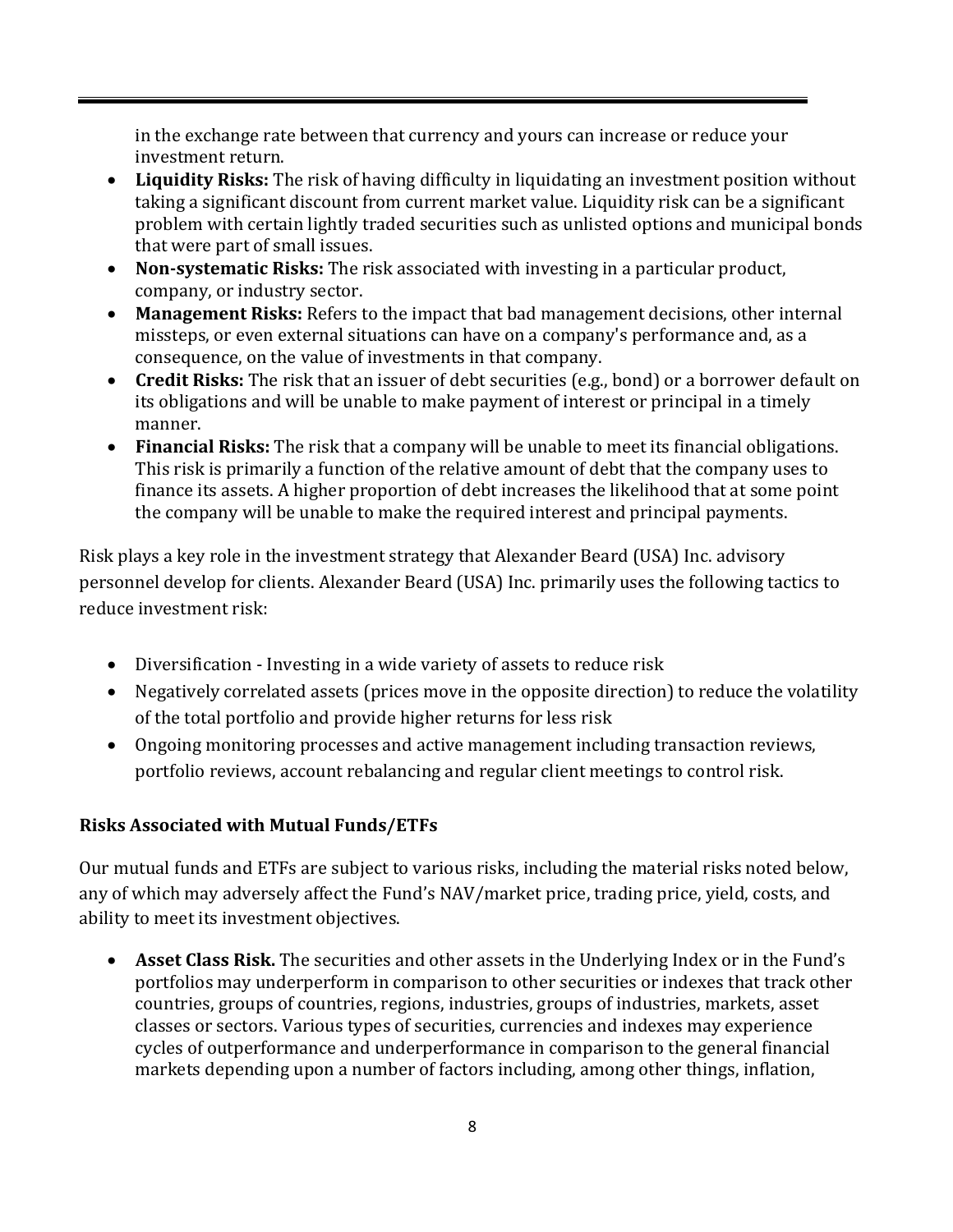in the exchange rate between that currency and yours can increase or reduce your investment return.
- **Liquidity Risks:** The risk of having difficulty in liquidating an investment position without taking a significant discount from current market value. Liquidity risk can be a significant problem with certain lightly traded securities such as unlisted options and municipal bonds that were part of small issues.
- **Non-systematic Risks:** The risk associated with investing in a particular product, company, or industry sector.
- **Management Risks:** Refers to the impact that bad management decisions, other internal missteps, or even external situations can have on a company's performance and, as a consequence, on the value of investments in that company.
- **Credit Risks:** The risk that an issuer of debt securities (e.g., bond) or a borrower default on its obligations and will be unable to make payment of interest or principal in a timely manner.
- **Financial Risks:** The risk that a company will be unable to meet its financial obligations. This risk is primarily a function of the relative amount of debt that the company uses to finance its assets. A higher proportion of debt increases the likelihood that at some point the company will be unable to make the required interest and principal payments.

Risk plays a key role in the investment strategy that Alexander Beard (USA) Inc. advisory personnel develop for clients. Alexander Beard (USA) Inc. primarily uses the following tactics to reduce investment risk:

- Diversification - Investing in a wide variety of assets to reduce risk
- Negatively correlated assets (prices move in the opposite direction) to reduce the volatility of the total portfolio and provide higher returns for less risk
- Ongoing monitoring processes and active management including transaction reviews, portfolio reviews, account rebalancing and regular client meetings to control risk.

**Risks Associated with Mutual Funds/ETFs**

Our mutual funds and ETFs are subject to various risks, including the material risks noted below, any of which may adversely affect the Fund's NAV/market price, trading price, yield, costs, and ability to meet its investment objectives.

- **Asset Class Risk.** The securities and other assets in the Underlying Index or in the Fund's portfolios may underperform in comparison to other securities or indexes that track other countries, groups of countries, regions, industries, groups of industries, markets, asset classes or sectors. Various types of securities, currencies and indexes may experience cycles of outperformance and underperformance in comparison to the general financial markets depending upon a number of factors including, among other things, inflation,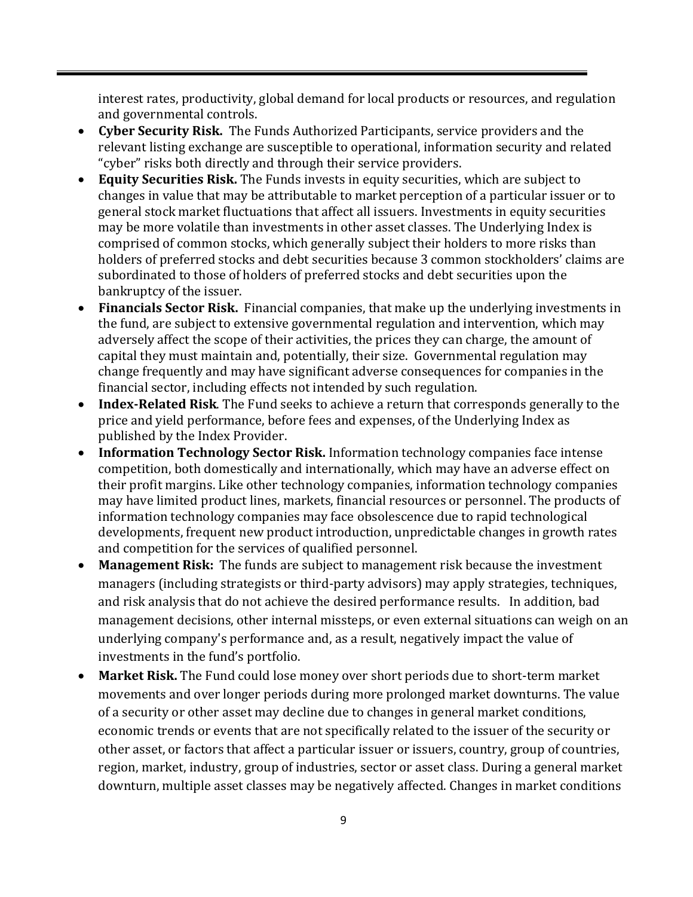interest rates, productivity, global demand for local products or resources, and regulation and governmental controls.

- **Cyber Security Risk.** The Funds Authorized Participants, service providers and the relevant listing exchange are susceptible to operational, information security and related "cyber" risks both directly and through their service providers.
- **Equity Securities Risk.** The Funds invests in equity securities, which are subject to changes in value that may be attributable to market perception of a particular issuer or to general stock market fluctuations that affect all issuers. Investments in equity securities may be more volatile than investments in other asset classes. The Underlying Index is comprised of common stocks, which generally subject their holders to more risks than holders of preferred stocks and debt securities because 3 common stockholders' claims are subordinated to those of holders of preferred stocks and debt securities upon the bankruptcy of the issuer.
- **Financials Sector Risk.** Financial companies, that make up the underlying investments in the fund, are subject to extensive governmental regulation and intervention, which may adversely affect the scope of their activities, the prices they can charge, the amount of capital they must maintain and, potentially, their size. Governmental regulation may change frequently and may have significant adverse consequences for companies in the financial sector, including effects not intended by such regulation.
- **Index-Related Risk**. The Fund seeks to achieve a return that corresponds generally to the price and yield performance, before fees and expenses, of the Underlying Index as published by the Index Provider.
- **Information Technology Sector Risk.** Information technology companies face intense competition, both domestically and internationally, which may have an adverse effect on their profit margins. Like other technology companies, information technology companies may have limited product lines, markets, financial resources or personnel. The products of information technology companies may face obsolescence due to rapid technological developments, frequent new product introduction, unpredictable changes in growth rates and competition for the services of qualified personnel.
- **Management Risk:** The funds are subject to management risk because the investment managers (including strategists or third-party advisors) may apply strategies, techniques, and risk analysis that do not achieve the desired performance results. In addition, bad management decisions, other internal missteps, or even external situations can weigh on an underlying company's performance and, as a result, negatively impact the value of investments in the fund's portfolio.
- **Market Risk.** The Fund could lose money over short periods due to short-term market movements and over longer periods during more prolonged market downturns. The value of a security or other asset may decline due to changes in general market conditions, economic trends or events that are not specifically related to the issuer of the security or other asset, or factors that affect a particular issuer or issuers, country, group of countries, region, market, industry, group of industries, sector or asset class. During a general market downturn, multiple asset classes may be negatively affected. Changes in market conditions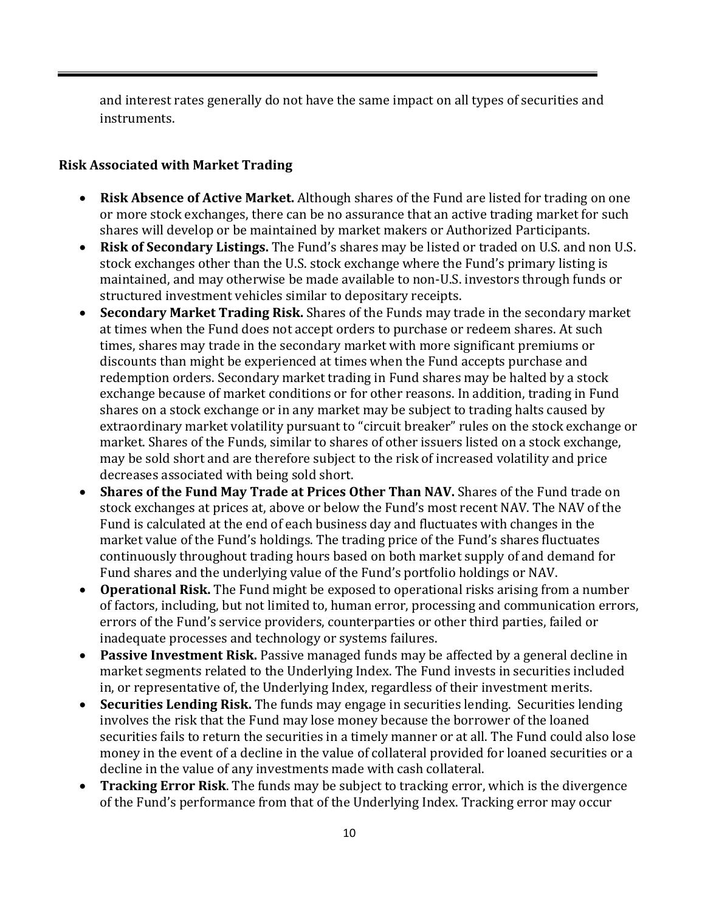and interest rates generally do not have the same impact on all types of securities and instruments.

### Risk Associated with Market Trading

- **Risk Absence of Active Market.** Although shares of the Fund are listed for trading on one or more stock exchanges, there can be no assurance that an active trading market for such shares will develop or be maintained by market makers or Authorized Participants.
- **Risk of Secondary Listings.** The Fund's shares may be listed or traded on U.S. and non U.S. stock exchanges other than the U.S. stock exchange where the Fund's primary listing is maintained, and may otherwise be made available to non-U.S. investors through funds or structured investment vehicles similar to depositary receipts.
- **Secondary Market Trading Risk.** Shares of the Funds may trade in the secondary market at times when the Fund does not accept orders to purchase or redeem shares. At such times, shares may trade in the secondary market with more significant premiums or discounts than might be experienced at times when the Fund accepts purchase and redemption orders. Secondary market trading in Fund shares may be halted by a stock exchange because of market conditions or for other reasons. In addition, trading in Fund shares on a stock exchange or in any market may be subject to trading halts caused by extraordinary market volatility pursuant to "circuit breaker" rules on the stock exchange or market. Shares of the Funds, similar to shares of other issuers listed on a stock exchange, may be sold short and are therefore subject to the risk of increased volatility and price decreases associated with being sold short.
- **Shares of the Fund May Trade at Prices Other Than NAV.** Shares of the Fund trade on stock exchanges at prices at, above or below the Fund's most recent NAV. The NAV of the Fund is calculated at the end of each business day and fluctuates with changes in the market value of the Fund's holdings. The trading price of the Fund's shares fluctuates continuously throughout trading hours based on both market supply of and demand for Fund shares and the underlying value of the Fund's portfolio holdings or NAV.
- **Operational Risk.** The Fund might be exposed to operational risks arising from a number of factors, including, but not limited to, human error, processing and communication errors, errors of the Fund's service providers, counterparties or other third parties, failed or inadequate processes and technology or systems failures.
- **Passive Investment Risk.** Passive managed funds may be affected by a general decline in market segments related to the Underlying Index. The Fund invests in securities included in, or representative of, the Underlying Index, regardless of their investment merits.
- **Securities Lending Risk.** The funds may engage in securities lending. Securities lending involves the risk that the Fund may lose money because the borrower of the loaned securities fails to return the securities in a timely manner or at all. The Fund could also lose money in the event of a decline in the value of collateral provided for loaned securities or a decline in the value of any investments made with cash collateral.
- **Tracking Error Risk**. The funds may be subject to tracking error, which is the divergence of the Fund's performance from that of the Underlying Index. Tracking error may occur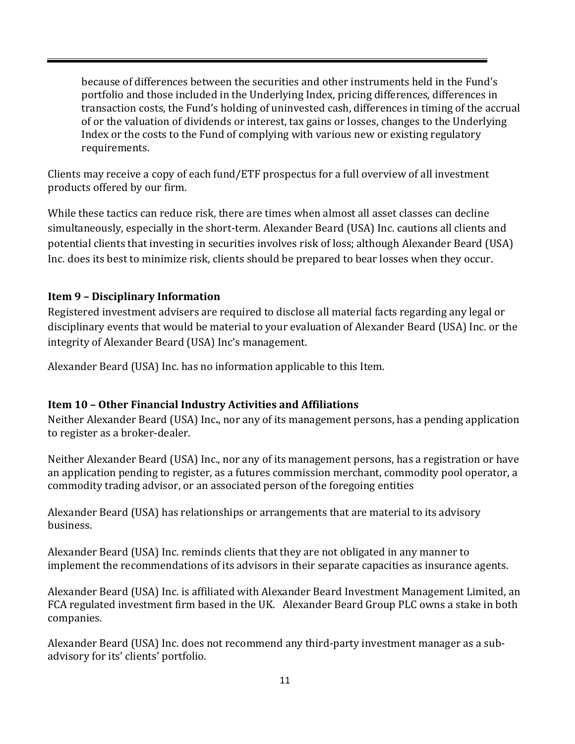because of differences between the securities and other instruments held in the Fund's portfolio and those included in the Underlying Index, pricing differences, differences in transaction costs, the Fund's holding of uninvested cash, differences in timing of the accrual of or the valuation of dividends or interest, tax gains or losses, changes to the Underlying Index or the costs to the Fund of complying with various new or existing regulatory requirements.

Clients may receive a copy of each fund/ETF prospectus for a full overview of all investment products offered by our firm.

While these tactics can reduce risk, there are times when almost all asset classes can decline simultaneously, especially in the short-term. Alexander Beard (USA) Inc. cautions all clients and potential clients that investing in securities involves risk of loss; although Alexander Beard (USA) Inc. does its best to minimize risk, clients should be prepared to bear losses when they occur.

### Item 9 – Disciplinary Information

Registered investment advisers are required to disclose all material facts regarding any legal or disciplinary events that would be material to your evaluation of Alexander Beard (USA) Inc. or the integrity of Alexander Beard (USA) Inc's management.

Alexander Beard (USA) Inc. has no information applicable to this Item.

### Item 10 – Other Financial Industry Activities and Affiliations

Neither Alexander Beard (USA) Inc., nor any of its management persons, has a pending application to register as a broker-dealer.

Neither Alexander Beard (USA) Inc., nor any of its management persons, has a registration or have an application pending to register, as a futures commission merchant, commodity pool operator, a commodity trading advisor, or an associated person of the foregoing entities

Alexander Beard (USA) has relationships or arrangements that are material to its advisory business.

Alexander Beard (USA) Inc. reminds clients that they are not obligated in any manner to implement the recommendations of its advisors in their separate capacities as insurance agents.

Alexander Beard (USA) Inc. is affiliated with Alexander Beard Investment Management Limited, an FCA regulated investment firm based in the UK. Alexander Beard Group PLC owns a stake in both companies.

Alexander Beard (USA) Inc. does not recommend any third-party investment manager as a sub-advisory for its' clients' portfolio.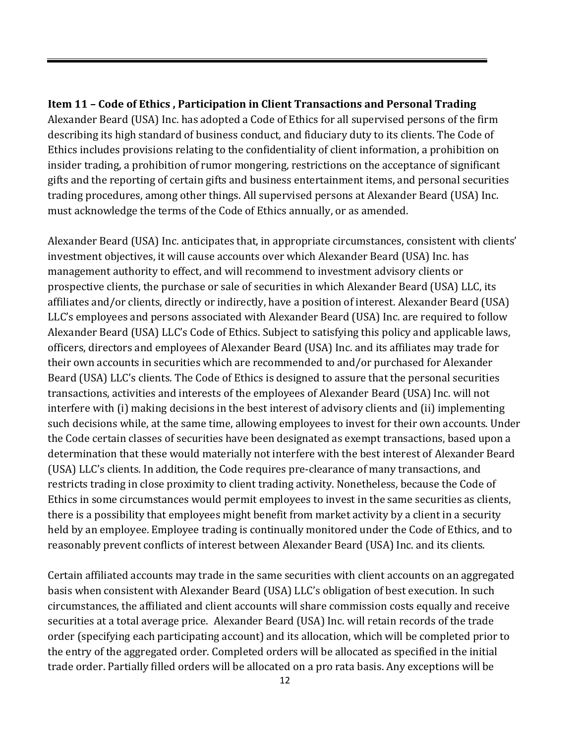**Item 11 – Code of Ethics , Participation in Client Transactions and Personal Trading**

Alexander Beard (USA) Inc. has adopted a Code of Ethics for all supervised persons of the firm describing its high standard of business conduct, and fiduciary duty to its clients. The Code of Ethics includes provisions relating to the confidentiality of client information, a prohibition on insider trading, a prohibition of rumor mongering, restrictions on the acceptance of significant gifts and the reporting of certain gifts and business entertainment items, and personal securities trading procedures, among other things. All supervised persons at Alexander Beard (USA) Inc. must acknowledge the terms of the Code of Ethics annually, or as amended.

Alexander Beard (USA) Inc. anticipates that, in appropriate circumstances, consistent with clients' investment objectives, it will cause accounts over which Alexander Beard (USA) Inc. has management authority to effect, and will recommend to investment advisory clients or prospective clients, the purchase or sale of securities in which Alexander Beard (USA) LLC, its affiliates and/or clients, directly or indirectly, have a position of interest. Alexander Beard (USA) LLC's employees and persons associated with Alexander Beard (USA) Inc. are required to follow Alexander Beard (USA) LLC's Code of Ethics. Subject to satisfying this policy and applicable laws, officers, directors and employees of Alexander Beard (USA) Inc. and its affiliates may trade for their own accounts in securities which are recommended to and/or purchased for Alexander Beard (USA) LLC's clients. The Code of Ethics is designed to assure that the personal securities transactions, activities and interests of the employees of Alexander Beard (USA) Inc. will not interfere with (i) making decisions in the best interest of advisory clients and (ii) implementing such decisions while, at the same time, allowing employees to invest for their own accounts. Under the Code certain classes of securities have been designated as exempt transactions, based upon a determination that these would materially not interfere with the best interest of Alexander Beard (USA) LLC's clients. In addition, the Code requires pre-clearance of many transactions, and restricts trading in close proximity to client trading activity. Nonetheless, because the Code of Ethics in some circumstances would permit employees to invest in the same securities as clients, there is a possibility that employees might benefit from market activity by a client in a security held by an employee. Employee trading is continually monitored under the Code of Ethics, and to reasonably prevent conflicts of interest between Alexander Beard (USA) Inc. and its clients.

Certain affiliated accounts may trade in the same securities with client accounts on an aggregated basis when consistent with Alexander Beard (USA) LLC's obligation of best execution. In such circumstances, the affiliated and client accounts will share commission costs equally and receive securities at a total average price. Alexander Beard (USA) Inc. will retain records of the trade order (specifying each participating account) and its allocation, which will be completed prior to the entry of the aggregated order. Completed orders will be allocated as specified in the initial trade order. Partially filled orders will be allocated on a pro rata basis. Any exceptions will be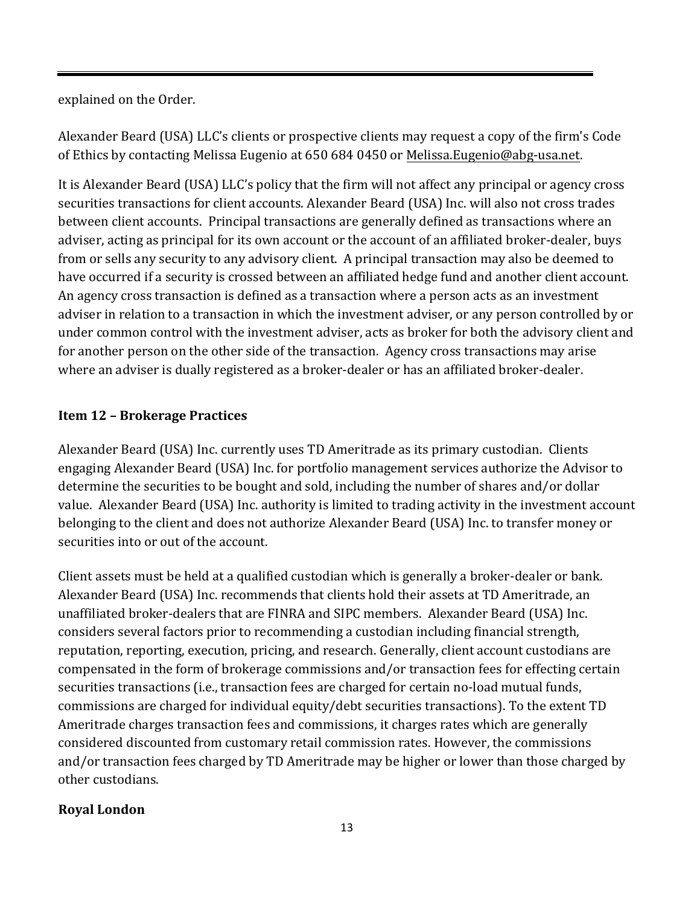explained on the Order.

Alexander Beard (USA) LLC's clients or prospective clients may request a copy of the firm's Code of Ethics by contacting Melissa Eugenio at 650 684 0450 or Melissa.Eugenio@abg-usa.net.

It is Alexander Beard (USA) LLC's policy that the firm will not affect any principal or agency cross securities transactions for client accounts. Alexander Beard (USA) Inc. will also not cross trades between client accounts. Principal transactions are generally defined as transactions where an adviser, acting as principal for its own account or the account of an affiliated broker-dealer, buys from or sells any security to any advisory client. A principal transaction may also be deemed to have occurred if a security is crossed between an affiliated hedge fund and another client account. An agency cross transaction is defined as a transaction where a person acts as an investment adviser in relation to a transaction in which the investment adviser, or any person controlled by or under common control with the investment adviser, acts as broker for both the advisory client and for another person on the other side of the transaction. Agency cross transactions may arise where an adviser is dually registered as a broker-dealer or has an affiliated broker-dealer.

## Item 12 – Brokerage Practices

Alexander Beard (USA) Inc. currently uses TD Ameritrade as its primary custodian. Clients engaging Alexander Beard (USA) Inc. for portfolio management services authorize the Advisor to determine the securities to be bought and sold, including the number of shares and/or dollar value. Alexander Beard (USA) Inc. authority is limited to trading activity in the investment account belonging to the client and does not authorize Alexander Beard (USA) Inc. to transfer money or securities into or out of the account.

Client assets must be held at a qualified custodian which is generally a broker-dealer or bank. Alexander Beard (USA) Inc. recommends that clients hold their assets at TD Ameritrade, an unaffiliated broker-dealers that are FINRA and SIPC members. Alexander Beard (USA) Inc. considers several factors prior to recommending a custodian including financial strength, reputation, reporting, execution, pricing, and research. Generally, client account custodians are compensated in the form of brokerage commissions and/or transaction fees for effecting certain securities transactions (i.e., transaction fees are charged for certain no-load mutual funds, commissions are charged for individual equity/debt securities transactions). To the extent TD Ameritrade charges transaction fees and commissions, it charges rates which are generally considered discounted from customary retail commission rates. However, the commissions and/or transaction fees charged by TD Ameritrade may be higher or lower than those charged by other custodians.

**Royal London**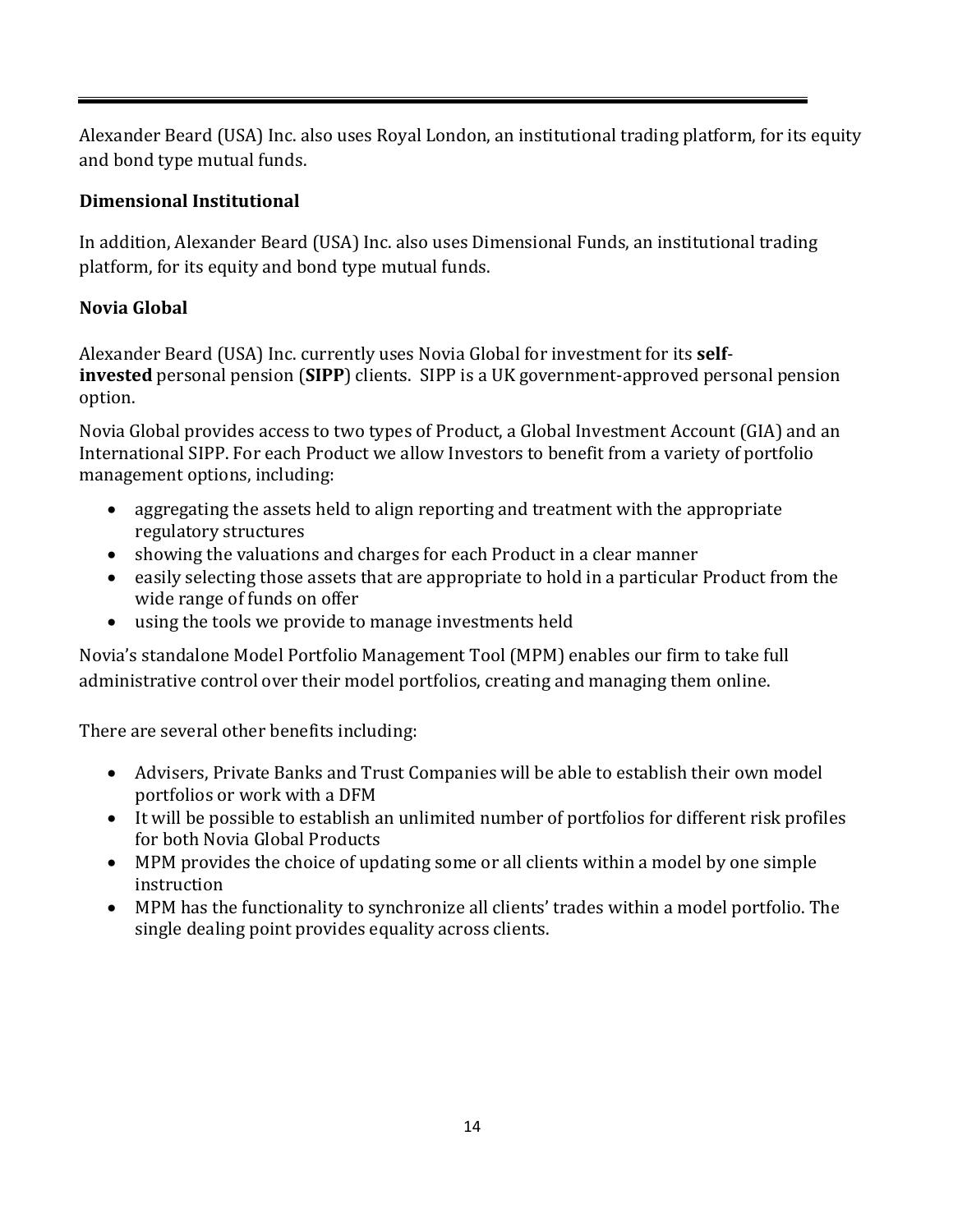Alexander Beard (USA) Inc. also uses Royal London, an institutional trading platform, for its equity and bond type mutual funds.

**Dimensional Institutional**

In addition, Alexander Beard (USA) Inc. also uses Dimensional Funds, an institutional trading platform, for its equity and bond type mutual funds.

**Novia Global**

Alexander Beard (USA) Inc. currently uses Novia Global for investment for its **self-invested** personal pension (**SIPP**) clients. SIPP is a UK government-approved personal pension option.

Novia Global provides access to two types of Product, a Global Investment Account (GIA) and an International SIPP. For each Product we allow Investors to benefit from a variety of portfolio management options, including:

- aggregating the assets held to align reporting and treatment with the appropriate regulatory structures
- showing the valuations and charges for each Product in a clear manner
- easily selecting those assets that are appropriate to hold in a particular Product from the wide range of funds on offer
- using the tools we provide to manage investments held

Novia's standalone Model Portfolio Management Tool (MPM) enables our firm to take full administrative control over their model portfolios, creating and managing them online.

There are several other benefits including:

- Advisers, Private Banks and Trust Companies will be able to establish their own model portfolios or work with a DFM
- It will be possible to establish an unlimited number of portfolios for different risk profiles for both Novia Global Products
- MPM provides the choice of updating some or all clients within a model by one simple instruction
- MPM has the functionality to synchronize all clients' trades within a model portfolio. The single dealing point provides equality across clients.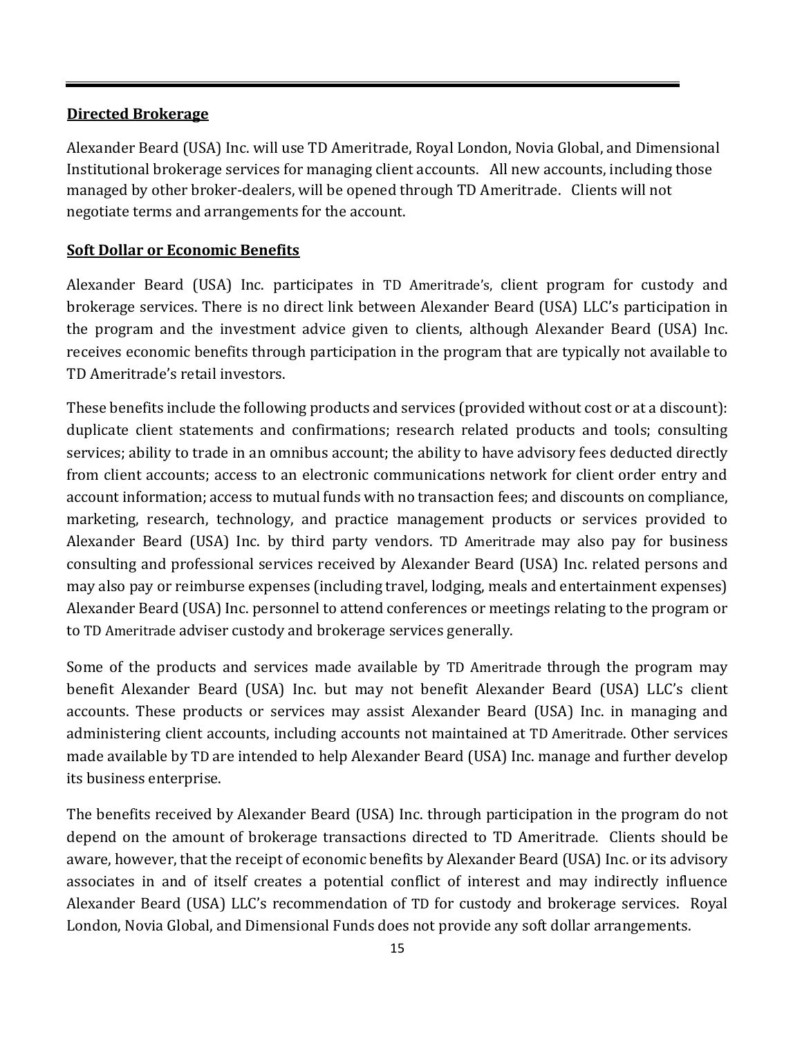**Directed Brokerage**

Alexander Beard (USA) Inc. will use TD Ameritrade, Royal London, Novia Global, and Dimensional Institutional brokerage services for managing client accounts. All new accounts, including those managed by other broker-dealers, will be opened through TD Ameritrade. Clients will not negotiate terms and arrangements for the account.

**Soft Dollar or Economic Benefits**

Alexander Beard (USA) Inc. participates in TD Ameritrade's, client program for custody and brokerage services. There is no direct link between Alexander Beard (USA) LLC's participation in the program and the investment advice given to clients, although Alexander Beard (USA) Inc. receives economic benefits through participation in the program that are typically not available to TD Ameritrade's retail investors.

These benefits include the following products and services (provided without cost or at a discount): duplicate client statements and confirmations; research related products and tools; consulting services; ability to trade in an omnibus account; the ability to have advisory fees deducted directly from client accounts; access to an electronic communications network for client order entry and account information; access to mutual funds with no transaction fees; and discounts on compliance, marketing, research, technology, and practice management products or services provided to Alexander Beard (USA) Inc. by third party vendors. TD Ameritrade may also pay for business consulting and professional services received by Alexander Beard (USA) Inc. related persons and may also pay or reimburse expenses (including travel, lodging, meals and entertainment expenses) Alexander Beard (USA) Inc. personnel to attend conferences or meetings relating to the program or to TD Ameritrade adviser custody and brokerage services generally.

Some of the products and services made available by TD Ameritrade through the program may benefit Alexander Beard (USA) Inc. but may not benefit Alexander Beard (USA) LLC's client accounts. These products or services may assist Alexander Beard (USA) Inc. in managing and administering client accounts, including accounts not maintained at TD Ameritrade. Other services made available by TD are intended to help Alexander Beard (USA) Inc. manage and further develop its business enterprise.

The benefits received by Alexander Beard (USA) Inc. through participation in the program do not depend on the amount of brokerage transactions directed to TD Ameritrade. Clients should be aware, however, that the receipt of economic benefits by Alexander Beard (USA) Inc. or its advisory associates in and of itself creates a potential conflict of interest and may indirectly influence Alexander Beard (USA) LLC's recommendation of TD for custody and brokerage services. Royal London, Novia Global, and Dimensional Funds does not provide any soft dollar arrangements.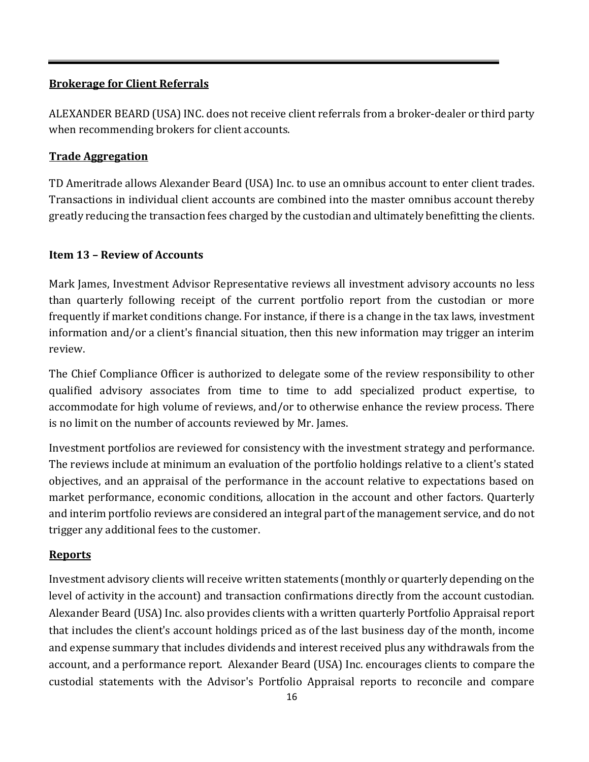**Brokerage for Client Referrals**

ALEXANDER BEARD (USA) INC. does not receive client referrals from a broker-dealer or third party when recommending brokers for client accounts.

**Trade Aggregation**

TD Ameritrade allows Alexander Beard (USA) Inc. to use an omnibus account to enter client trades. Transactions in individual client accounts are combined into the master omnibus account thereby greatly reducing the transaction fees charged by the custodian and ultimately benefitting the clients.

## Item 13 – Review of Accounts

Mark James, Investment Advisor Representative reviews all investment advisory accounts no less than quarterly following receipt of the current portfolio report from the custodian or more frequently if market conditions change. For instance, if there is a change in the tax laws, investment information and/or a client's financial situation, then this new information may trigger an interim review.

The Chief Compliance Officer is authorized to delegate some of the review responsibility to other qualified advisory associates from time to time to add specialized product expertise, to accommodate for high volume of reviews, and/or to otherwise enhance the review process. There is no limit on the number of accounts reviewed by Mr. James.

Investment portfolios are reviewed for consistency with the investment strategy and performance. The reviews include at minimum an evaluation of the portfolio holdings relative to a client's stated objectives, and an appraisal of the performance in the account relative to expectations based on market performance, economic conditions, allocation in the account and other factors. Quarterly and interim portfolio reviews are considered an integral part of the management service, and do not trigger any additional fees to the customer.

**Reports**

Investment advisory clients will receive written statements (monthly or quarterly depending on the level of activity in the account) and transaction confirmations directly from the account custodian. Alexander Beard (USA) Inc. also provides clients with a written quarterly Portfolio Appraisal report that includes the client's account holdings priced as of the last business day of the month, income and expense summary that includes dividends and interest received plus any withdrawals from the account, and a performance report. Alexander Beard (USA) Inc. encourages clients to compare the custodial statements with the Advisor's Portfolio Appraisal reports to reconcile and compare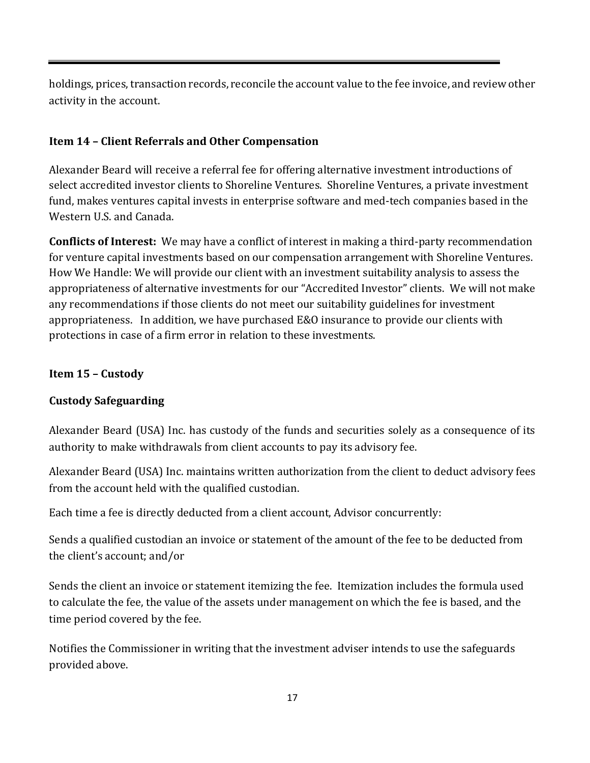holdings, prices, transaction records, reconcile the account value to the fee invoice, and review other activity in the account.

### Item 14 – Client Referrals and Other Compensation

Alexander Beard will receive a referral fee for offering alternative investment introductions of select accredited investor clients to Shoreline Ventures. Shoreline Ventures, a private investment fund, makes ventures capital invests in enterprise software and med-tech companies based in the Western U.S. and Canada.

**Conflicts of Interest:** We may have a conflict of interest in making a third-party recommendation for venture capital investments based on our compensation arrangement with Shoreline Ventures. How We Handle: We will provide our client with an investment suitability analysis to assess the appropriateness of alternative investments for our "Accredited Investor" clients. We will not make any recommendations if those clients do not meet our suitability guidelines for investment appropriateness. In addition, we have purchased E&O insurance to provide our clients with protections in case of a firm error in relation to these investments.

### Item 15 – Custody

#### Custody Safeguarding

Alexander Beard (USA) Inc. has custody of the funds and securities solely as a consequence of its authority to make withdrawals from client accounts to pay its advisory fee.

Alexander Beard (USA) Inc. maintains written authorization from the client to deduct advisory fees from the account held with the qualified custodian.

Each time a fee is directly deducted from a client account, Advisor concurrently:

Sends a qualified custodian an invoice or statement of the amount of the fee to be deducted from the client's account; and/or

Sends the client an invoice or statement itemizing the fee. Itemization includes the formula used to calculate the fee, the value of the assets under management on which the fee is based, and the time period covered by the fee.

Notifies the Commissioner in writing that the investment adviser intends to use the safeguards provided above.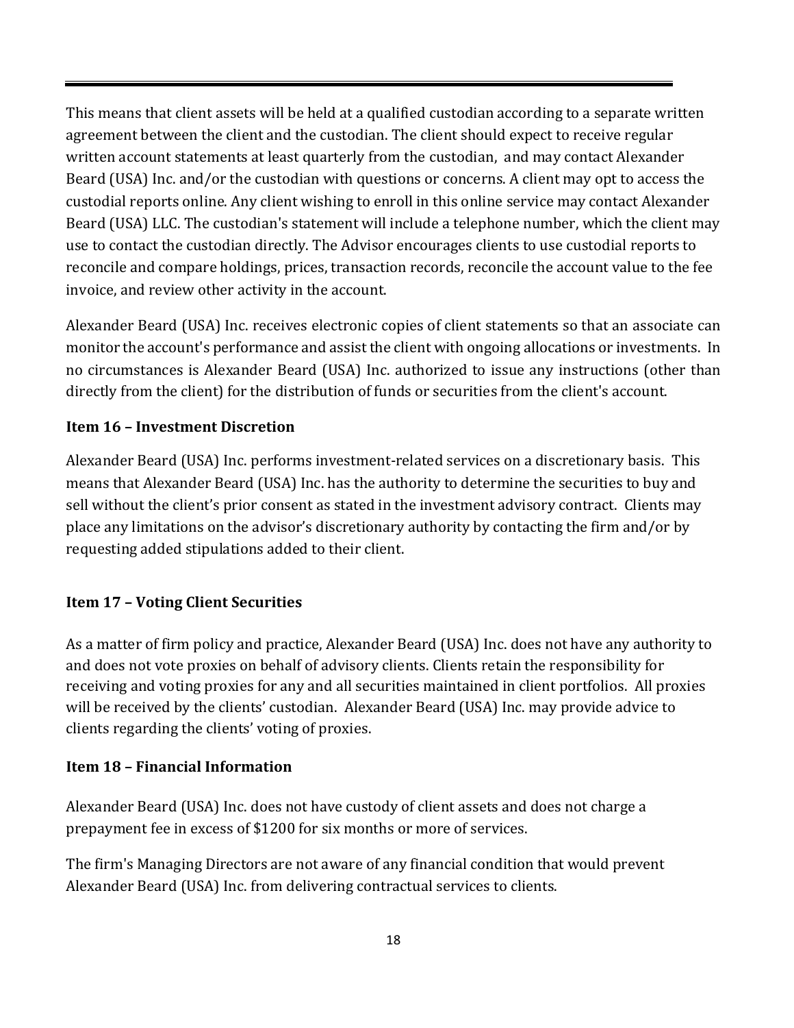This means that client assets will be held at a qualified custodian according to a separate written agreement between the client and the custodian. The client should expect to receive regular written account statements at least quarterly from the custodian, and may contact Alexander Beard (USA) Inc. and/or the custodian with questions or concerns. A client may opt to access the custodial reports online. Any client wishing to enroll in this online service may contact Alexander Beard (USA) LLC. The custodian's statement will include a telephone number, which the client may use to contact the custodian directly. The Advisor encourages clients to use custodial reports to reconcile and compare holdings, prices, transaction records, reconcile the account value to the fee invoice, and review other activity in the account.

Alexander Beard (USA) Inc. receives electronic copies of client statements so that an associate can monitor the account's performance and assist the client with ongoing allocations or investments. In no circumstances is Alexander Beard (USA) Inc. authorized to issue any instructions (other than directly from the client) for the distribution of funds or securities from the client's account.

## Item 16 – Investment Discretion

Alexander Beard (USA) Inc. performs investment-related services on a discretionary basis. This means that Alexander Beard (USA) Inc. has the authority to determine the securities to buy and sell without the client's prior consent as stated in the investment advisory contract. Clients may place any limitations on the advisor's discretionary authority by contacting the firm and/or by requesting added stipulations added to their client.

## Item 17 – Voting Client Securities

As a matter of firm policy and practice, Alexander Beard (USA) Inc. does not have any authority to and does not vote proxies on behalf of advisory clients. Clients retain the responsibility for receiving and voting proxies for any and all securities maintained in client portfolios. All proxies will be received by the clients' custodian. Alexander Beard (USA) Inc. may provide advice to clients regarding the clients' voting of proxies.

## Item 18 – Financial Information

Alexander Beard (USA) Inc. does not have custody of client assets and does not charge a prepayment fee in excess of $1200 for six months or more of services.

The firm's Managing Directors are not aware of any financial condition that would prevent Alexander Beard (USA) Inc. from delivering contractual services to clients.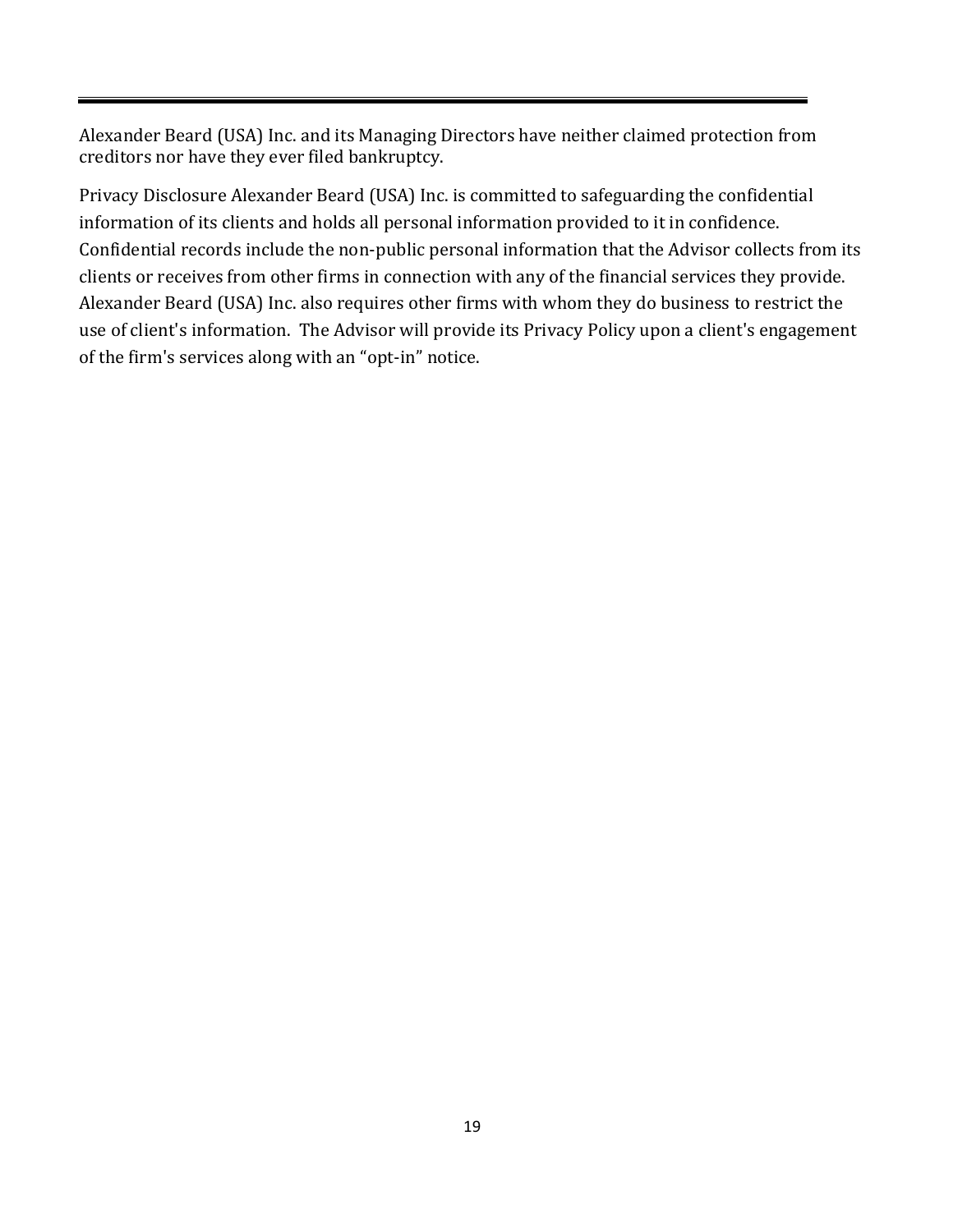Alexander Beard (USA) Inc. and its Managing Directors have neither claimed protection from creditors nor have they ever filed bankruptcy.

Privacy Disclosure Alexander Beard (USA) Inc. is committed to safeguarding the confidential information of its clients and holds all personal information provided to it in confidence. Confidential records include the non-public personal information that the Advisor collects from its clients or receives from other firms in connection with any of the financial services they provide. Alexander Beard (USA) Inc. also requires other firms with whom they do business to restrict the use of client's information. The Advisor will provide its Privacy Policy upon a client's engagement of the firm's services along with an "opt-in" notice.